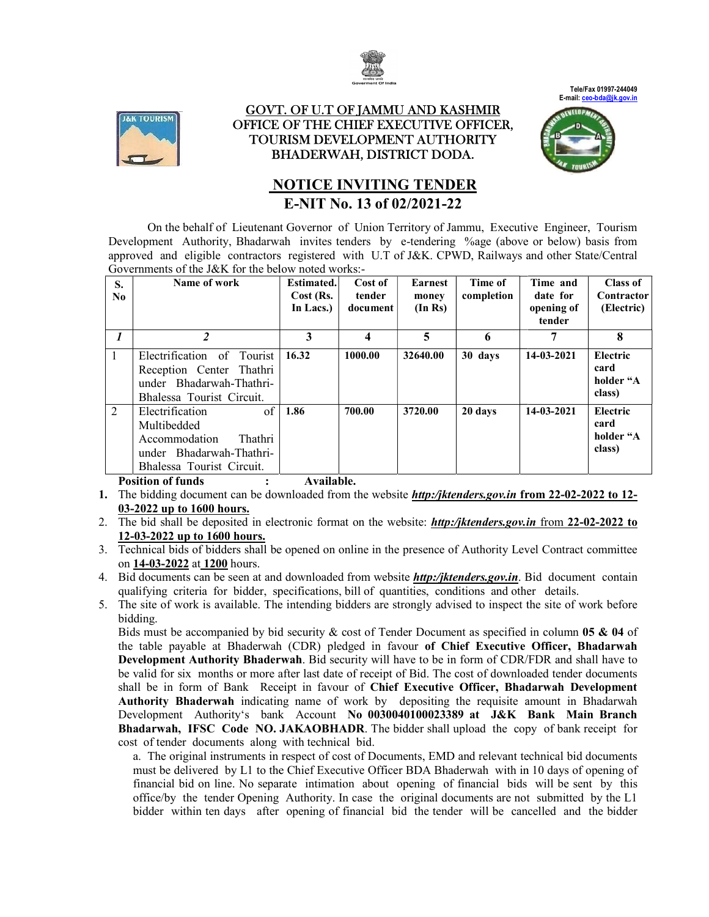Tele/Fax 01997-244049
E-mail: ceo-bda@jk.gov.in

# GOVT. OF U.T OF JAMMU AND KASHMIR
## OFFICE OF THE CHIEF EXECUTIVE OFFICER, TOURISM DEVELOPMENT AUTHORITY BHADERWAH, DISTRICT DODA.

## NOTICE INVITING TENDER
## E-NIT No. 13 of 02/2021-22

On the behalf of Lieutenant Governor of Union Territory of Jammu, Executive Engineer, Tourism Development Authority, Bhadarwah invites tenders by e-tendering %age (above or below) basis from approved and eligible contractors registered with U.T of J&K. CPWD, Railways and other State/Central Governments of the J&K for the below noted works:-

| S. No | Name of work | Estimated. Cost (Rs. In Lacs.) | Cost of tender document | Earnest money (In Rs) | Time of completion | Time and date for opening of tender | Class of Contractor (Electric) |
|---|---|---|---|---|---|---|---|
| *1* | *2* | 3 | 4 | 5 | 6 | 7 | 8 |
| 1 | Electrification of Tourist Reception Center Thathri under Bhadarwah-Thathri-Bhalessa Tourist Circuit. | 16.32 | 1000.00 | 32640.00 | 30 days | 14-03-2021 | Electric card holder "A class) |
| 2 | Electrification of Multibedded Accommodation Thathri under Bhadarwah-Thathri-Bhalessa Tourist Circuit. | 1.86 | 700.00 | 3720.00 | 20 days | 14-03-2021 | Electric card holder "A class) |

**Position of funds : Available.**

1. The bidding document can be downloaded from the website ***http:/jktenders.gov.in* from 22-02-2022 to 12-03-2022 up to 1600 hours.**
2. The bid shall be deposited in electronic format on the website: ***http:/jktenders.gov.in*** from **22-02-2022 to 12-03-2022 up to 1600 hours.**
3. Technical bids of bidders shall be opened on online in the presence of Authority Level Contract committee on **14-03-2022** at **1200** hours.
4. Bid documents can be seen at and downloaded from website ***http:/jktenders.gov.in***. Bid document contain qualifying criteria for bidder, specifications, bill of quantities, conditions and other details.
5. The site of work is available. The intending bidders are strongly advised to inspect the site of work before bidding.

   Bids must be accompanied by bid security & cost of Tender Document as specified in column **05 & 04** of the table payable at Bhaderwah (CDR) pledged in favour **of Chief Executive Officer, Bhadarwah Development Authority Bhaderwah**. Bid security will have to be in form of CDR/FDR and shall have to be valid for six months or more after last date of receipt of Bid. The cost of downloaded tender documents shall be in form of Bank Receipt in favour of **Chief Executive Officer, Bhadarwah Development Authority Bhaderwah** indicating name of work by depositing the requisite amount in Bhadarwah Development Authority's bank Account **No 0030040100023389 at J&K Bank Main Branch Bhadarwah, IFSC Code NO. JAKAOBHADR**. The bidder shall upload the copy of bank receipt for cost of tender documents along with technical bid.

   a. The original instruments in respect of cost of Documents, EMD and relevant technical bid documents must be delivered by L1 to the Chief Executive Officer BDA Bhaderwah with in 10 days of opening of financial bid on line. No separate intimation about opening of financial bids will be sent by this office/by the tender Opening Authority. In case the original documents are not submitted by the L1 bidder within ten days after opening of financial bid the tender will be cancelled and the bidder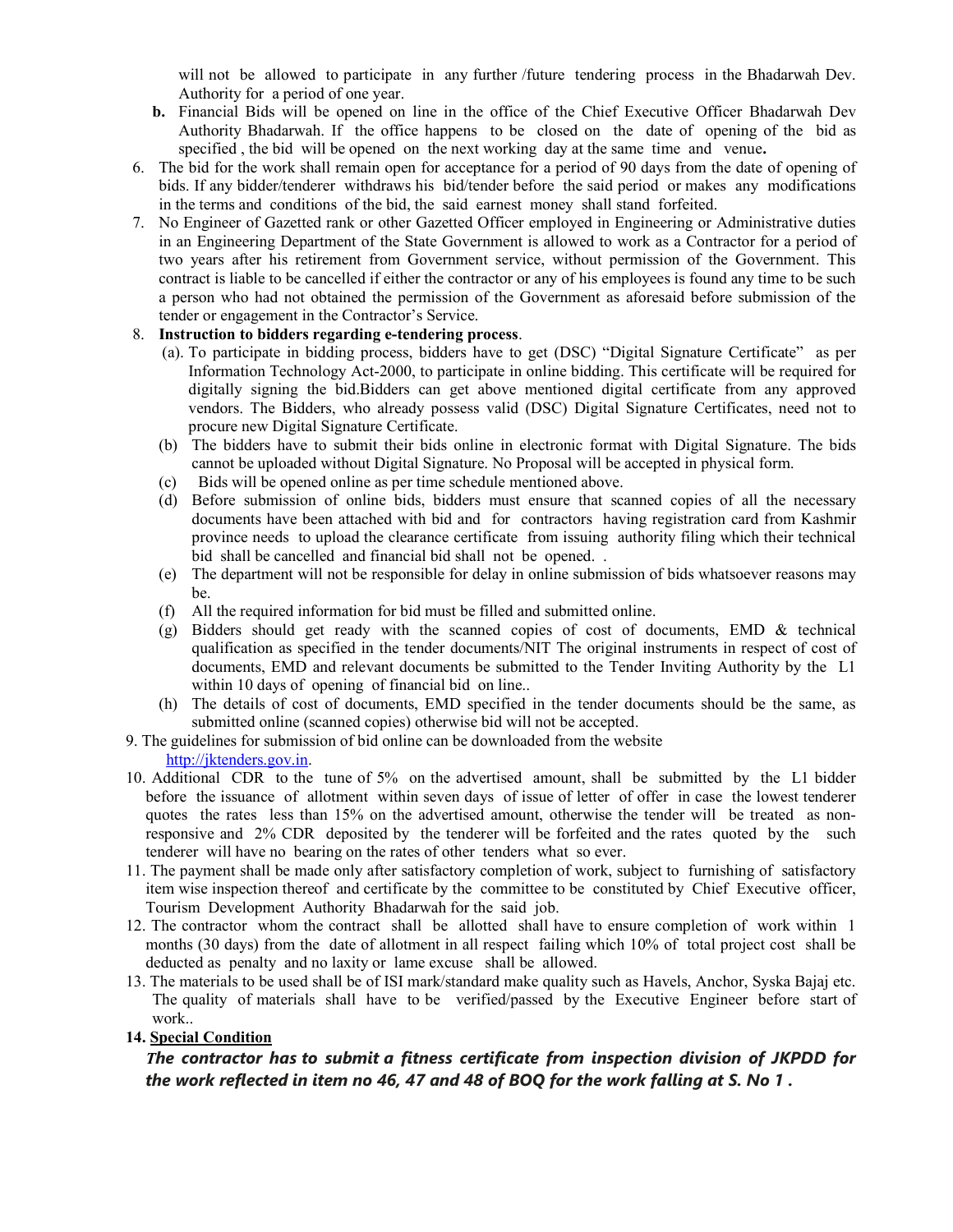will not be allowed to participate in any further /future tendering process in the Bhadarwah Dev. Authority for a period of one year.

**b.** Financial Bids will be opened on line in the office of the Chief Executive Officer Bhadarwah Dev Authority Bhadarwah. If the office happens to be closed on the date of opening of the bid as specified , the bid will be opened on the next working day at the same time and venue**.**

6. The bid for the work shall remain open for acceptance for a period of 90 days from the date of opening of bids. If any bidder/tenderer withdraws his bid/tender before the said period or makes any modifications in the terms and conditions of the bid, the said earnest money shall stand forfeited.
7. No Engineer of Gazetted rank or other Gazetted Officer employed in Engineering or Administrative duties in an Engineering Department of the State Government is allowed to work as a Contractor for a period of two years after his retirement from Government service, without permission of the Government. This contract is liable to be cancelled if either the contractor or any of his employees is found any time to be such a person who had not obtained the permission of the Government as aforesaid before submission of the tender or engagement in the Contractor's Service.
8. **Instruction to bidders regarding e-tendering process**.
   (a). To participate in bidding process, bidders have to get (DSC) "Digital Signature Certificate" as per Information Technology Act-2000, to participate in online bidding. This certificate will be required for digitally signing the bid.Bidders can get above mentioned digital certificate from any approved vendors. The Bidders, who already possess valid (DSC) Digital Signature Certificates, need not to procure new Digital Signature Certificate.
   (b) The bidders have to submit their bids online in electronic format with Digital Signature. The bids cannot be uploaded without Digital Signature. No Proposal will be accepted in physical form.
   (c) Bids will be opened online as per time schedule mentioned above.
   (d) Before submission of online bids, bidders must ensure that scanned copies of all the necessary documents have been attached with bid and for contractors having registration card from Kashmir province needs to upload the clearance certificate from issuing authority filing which their technical bid shall be cancelled and financial bid shall not be opened. .
   (e) The department will not be responsible for delay in online submission of bids whatsoever reasons may be.
   (f) All the required information for bid must be filled and submitted online.
   (g) Bidders should get ready with the scanned copies of cost of documents, EMD & technical qualification as specified in the tender documents/NIT The original instruments in respect of cost of documents, EMD and relevant documents be submitted to the Tender Inviting Authority by the L1 within 10 days of opening of financial bid on line..
   (h) The details of cost of documents, EMD specified in the tender documents should be the same, as submitted online (scanned copies) otherwise bid will not be accepted.
9. The guidelines for submission of bid online can be downloaded from the website http://jktenders.gov.in.
10. Additional CDR to the tune of 5% on the advertised amount, shall be submitted by the L1 bidder before the issuance of allotment within seven days of issue of letter of offer in case the lowest tenderer quotes the rates less than 15% on the advertised amount, otherwise the tender will be treated as non-responsive and 2% CDR deposited by the tenderer will be forfeited and the rates quoted by the such tenderer will have no bearing on the rates of other tenders what so ever.
11. The payment shall be made only after satisfactory completion of work, subject to furnishing of satisfactory item wise inspection thereof and certificate by the committee to be constituted by Chief Executive officer, Tourism Development Authority Bhadarwah for the said job.
12. The contractor whom the contract shall be allotted shall have to ensure completion of work within 1 months (30 days) from the date of allotment in all respect failing which 10% of total project cost shall be deducted as penalty and no laxity or lame excuse shall be allowed.
13. The materials to be used shall be of ISI mark/standard make quality such as Havels, Anchor, Syska Bajaj etc. The quality of materials shall have to be verified/passed by the Executive Engineer before start of work..
14. **Special Condition**

***The contractor has to submit a fitness certificate from inspection division of JKPDD for the work reflected in item no 46, 47 and 48 of BOQ for the work falling at S. No 1 .***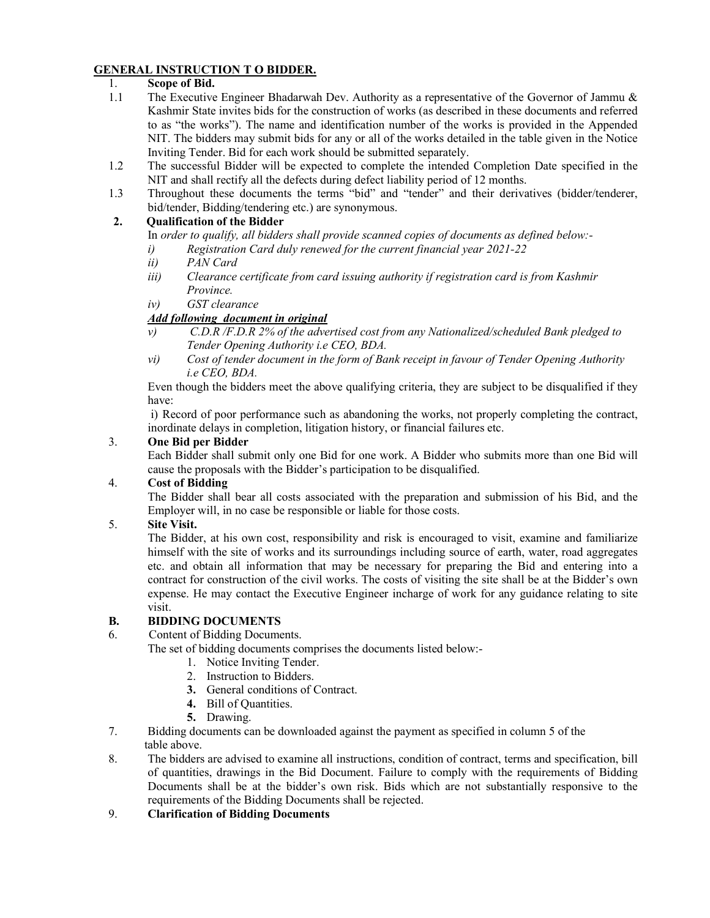## GENERAL INSTRUCTION T O BIDDER.

1. **Scope of Bid.**

1.1 The Executive Engineer Bhadarwah Dev. Authority as a representative of the Governor of Jammu & Kashmir State invites bids for the construction of works (as described in these documents and referred to as "the works"). The name and identification number of the works is provided in the Appended NIT. The bidders may submit bids for any or all of the works detailed in the table given in the Notice Inviting Tender. Bid for each work should be submitted separately.

1.2 The successful Bidder will be expected to complete the intended Completion Date specified in the NIT and shall rectify all the defects during defect liability period of 12 months.

1.3 Throughout these documents the terms "bid" and "tender" and their derivatives (bidder/tenderer, bid/tender, Bidding/tendering etc.) are synonymous.

**2. Qualification of the Bidder**

In *order to qualify, all bidders shall provide scanned copies of documents as defined below:-*

*i) Registration Card duly renewed for the current financial year 2021-22*

*ii) PAN Card*

*iii) Clearance certificate from card issuing authority if registration card is from Kashmir Province.*

*iv) GST clearance*

***Add following document in original***

*v) C.D.R /F.D.R 2% of the advertised cost from any Nationalized/scheduled Bank pledged to Tender Opening Authority i.e CEO, BDA.*

*vi) Cost of tender document in the form of Bank receipt in favour of Tender Opening Authority i.e CEO, BDA.*

Even though the bidders meet the above qualifying criteria, they are subject to be disqualified if they have:

i) Record of poor performance such as abandoning the works, not properly completing the contract, inordinate delays in completion, litigation history, or financial failures etc.

3. **One Bid per Bidder**

Each Bidder shall submit only one Bid for one work. A Bidder who submits more than one Bid will cause the proposals with the Bidder's participation to be disqualified.

4. **Cost of Bidding**

The Bidder shall bear all costs associated with the preparation and submission of his Bid, and the Employer will, in no case be responsible or liable for those costs.

5. **Site Visit.**

The Bidder, at his own cost, responsibility and risk is encouraged to visit, examine and familiarize himself with the site of works and its surroundings including source of earth, water, road aggregates etc. and obtain all information that may be necessary for preparing the Bid and entering into a contract for construction of the civil works. The costs of visiting the site shall be at the Bidder's own expense. He may contact the Executive Engineer incharge of work for any guidance relating to site visit.

**B. BIDDING DOCUMENTS**

6. Content of Bidding Documents.

The set of bidding documents comprises the documents listed below:-

1. Notice Inviting Tender.
2. Instruction to Bidders.
3. **General conditions of Contract.**
4. **Bill of Quantities.**
5. **Drawing.**

7. Bidding documents can be downloaded against the payment as specified in column 5 of the table above.

8. The bidders are advised to examine all instructions, condition of contract, terms and specification, bill of quantities, drawings in the Bid Document. Failure to comply with the requirements of Bidding Documents shall be at the bidder's own risk. Bids which are not substantially responsive to the requirements of the Bidding Documents shall be rejected.

9. **Clarification of Bidding Documents**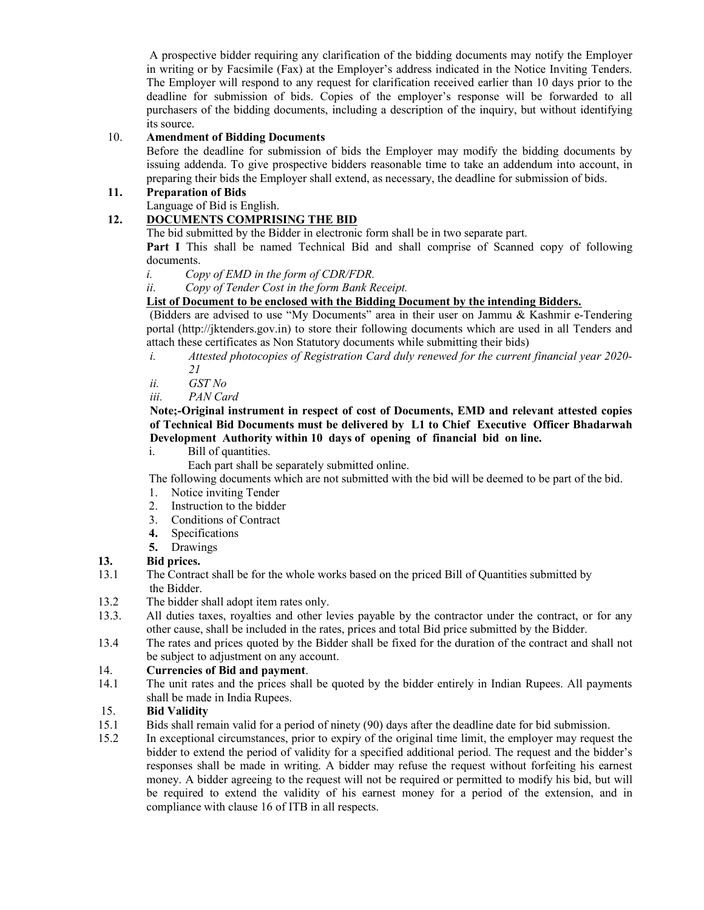A prospective bidder requiring any clarification of the bidding documents may notify the Employer in writing or by Facsimile (Fax) at the Employer's address indicated in the Notice Inviting Tenders. The Employer will respond to any request for clarification received earlier than 10 days prior to the deadline for submission of bids. Copies of the employer's response will be forwarded to all purchasers of the bidding documents, including a description of the inquiry, but without identifying its source.

10. **Amendment of Bidding Documents**

Before the deadline for submission of bids the Employer may modify the bidding documents by issuing addenda. To give prospective bidders reasonable time to take an addendum into account, in preparing their bids the Employer shall extend, as necessary, the deadline for submission of bids.

**11. Preparation of Bids**

Language of Bid is English.

**12. <u>DOCUMENTS COMPRISING THE BID</u>**

The bid submitted by the Bidder in electronic form shall be in two separate part.

**Part I** This shall be named Technical Bid and shall comprise of Scanned copy of following documents.

*i. Copy of EMD in the form of CDR/FDR.*

*ii. Copy of Tender Cost in the form Bank Receipt.*

**<u>List of Document to be enclosed with the Bidding Document by the intending Bidders.</u>**

(Bidders are advised to use "My Documents" area in their user on Jammu & Kashmir e-Tendering portal (http://jktenders.gov.in) to store their following documents which are used in all Tenders and attach these certificates as Non Statutory documents while submitting their bids)

*i. Attested photocopies of Registration Card duly renewed for the current financial year 2020-21*

*ii. GST No*

*iii. PAN Card*

**Note;-Original instrument in respect of cost of Documents, EMD and relevant attested copies of Technical Bid Documents must be delivered by L1 to Chief Executive Officer Bhadarwah Development Authority within 10 days of opening of financial bid on line.**

i. Bill of quantities.

Each part shall be separately submitted online.

The following documents which are not submitted with the bid will be deemed to be part of the bid.

1. Notice inviting Tender
2. Instruction to the bidder
3. Conditions of Contract
4. Specifications
5. Drawings

**13. Bid prices.**

13.1 The Contract shall be for the whole works based on the priced Bill of Quantities submitted by the Bidder.

13.2 The bidder shall adopt item rates only.

13.3. All duties taxes, royalties and other levies payable by the contractor under the contract, or for any other cause, shall be included in the rates, prices and total Bid price submitted by the Bidder.

13.4 The rates and prices quoted by the Bidder shall be fixed for the duration of the contract and shall not be subject to adjustment on any account.

14. **Currencies of Bid and payment**.

14.1 The unit rates and the prices shall be quoted by the bidder entirely in Indian Rupees. All payments shall be made in India Rupees.

15. **Bid Validity**

15.1 Bids shall remain valid for a period of ninety (90) days after the deadline date for bid submission.

15.2 In exceptional circumstances, prior to expiry of the original time limit, the employer may request the bidder to extend the period of validity for a specified additional period. The request and the bidder's responses shall be made in writing. A bidder may refuse the request without forfeiting his earnest money. A bidder agreeing to the request will not be required or permitted to modify his bid, but will be required to extend the validity of his earnest money for a period of the extension, and in compliance with clause 16 of ITB in all respects.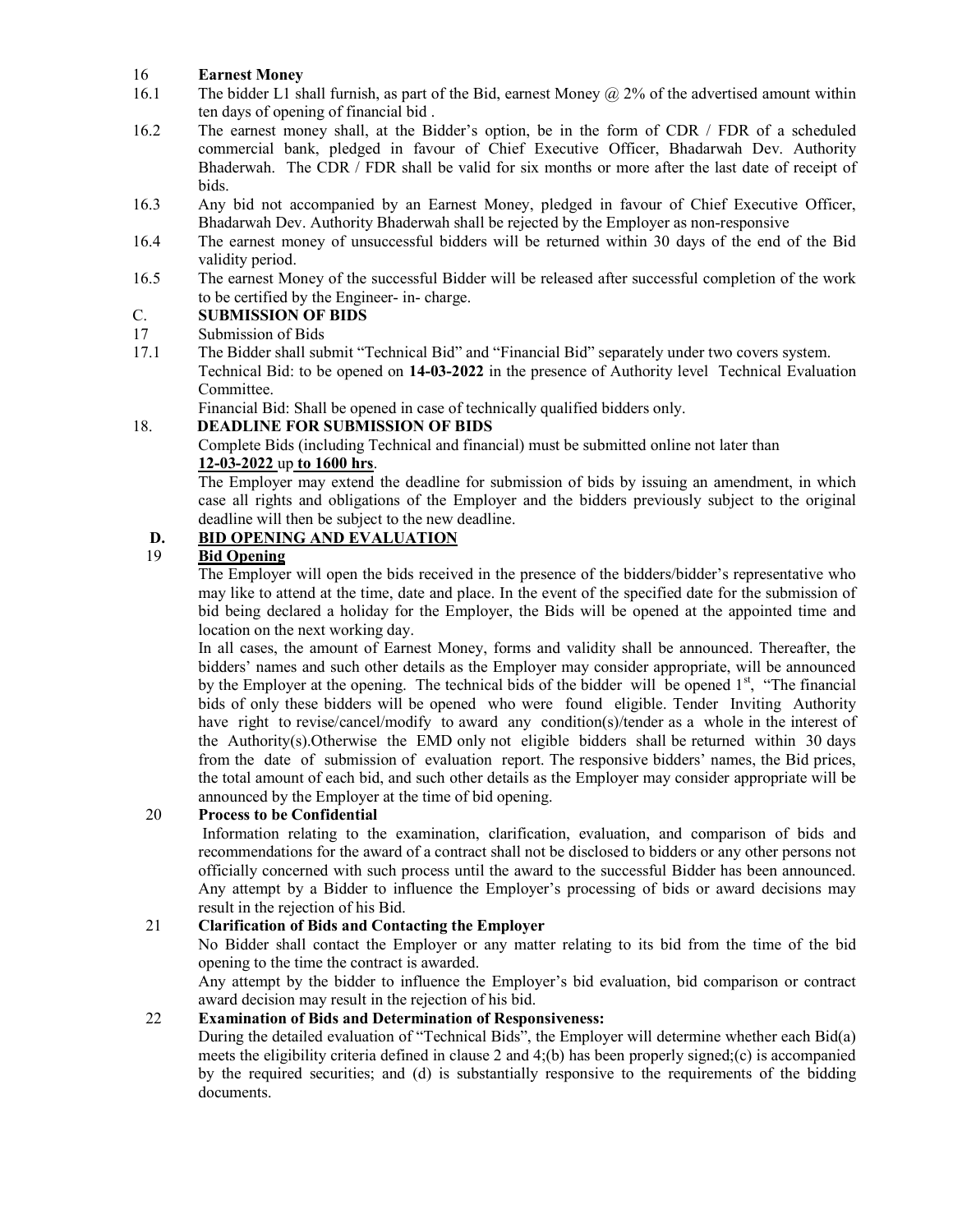**16 Earnest Money**

16.1 The bidder L1 shall furnish, as part of the Bid, earnest Money @ 2% of the advertised amount within ten days of opening of financial bid .

16.2 The earnest money shall, at the Bidder's option, be in the form of CDR / FDR of a scheduled commercial bank, pledged in favour of Chief Executive Officer, Bhadarwah Dev. Authority Bhaderwah. The CDR / FDR shall be valid for six months or more after the last date of receipt of bids.

16.3 Any bid not accompanied by an Earnest Money, pledged in favour of Chief Executive Officer, Bhadarwah Dev. Authority Bhaderwah shall be rejected by the Employer as non-responsive

16.4 The earnest money of unsuccessful bidders will be returned within 30 days of the end of the Bid validity period.

16.5 The earnest Money of the successful Bidder will be released after successful completion of the work to be certified by the Engineer- in- charge.

## C. SUBMISSION OF BIDS

17 Submission of Bids

17.1 The Bidder shall submit "Technical Bid" and "Financial Bid" separately under two covers system.

Technical Bid: to be opened on **14-03-2022** in the presence of Authority level Technical Evaluation Committee.

Financial Bid: Shall be opened in case of technically qualified bidders only.

**18. DEADLINE FOR SUBMISSION OF BIDS**

Complete Bids (including Technical and financial) must be submitted online not later than **12-03-2022** up **to 1600 hrs**.

The Employer may extend the deadline for submission of bids by issuing an amendment, in which case all rights and obligations of the Employer and the bidders previously subject to the original deadline will then be subject to the new deadline.

## D. BID OPENING AND EVALUATION

**19 Bid Opening**

The Employer will open the bids received in the presence of the bidders/bidder's representative who may like to attend at the time, date and place. In the event of the specified date for the submission of bid being declared a holiday for the Employer, the Bids will be opened at the appointed time and location on the next working day.

In all cases, the amount of Earnest Money, forms and validity shall be announced. Thereafter, the bidders' names and such other details as the Employer may consider appropriate, will be announced by the Employer at the opening. The technical bids of the bidder will be opened 1st, "The financial bids of only these bidders will be opened who were found eligible. Tender Inviting Authority have right to revise/cancel/modify to award any condition(s)/tender as a whole in the interest of the Authority(s).Otherwise the EMD only not eligible bidders shall be returned within 30 days from the date of submission of evaluation report. The responsive bidders' names, the Bid prices, the total amount of each bid, and such other details as the Employer may consider appropriate will be announced by the Employer at the time of bid opening.

**20 Process to be Confidential**

Information relating to the examination, clarification, evaluation, and comparison of bids and recommendations for the award of a contract shall not be disclosed to bidders or any other persons not officially concerned with such process until the award to the successful Bidder has been announced. Any attempt by a Bidder to influence the Employer's processing of bids or award decisions may result in the rejection of his Bid.

**21 Clarification of Bids and Contacting the Employer**

No Bidder shall contact the Employer or any matter relating to its bid from the time of the bid opening to the time the contract is awarded.

Any attempt by the bidder to influence the Employer's bid evaluation, bid comparison or contract award decision may result in the rejection of his bid.

**22 Examination of Bids and Determination of Responsiveness:**

During the detailed evaluation of "Technical Bids", the Employer will determine whether each Bid(a) meets the eligibility criteria defined in clause 2 and 4;(b) has been properly signed;(c) is accompanied by the required securities; and (d) is substantially responsive to the requirements of the bidding documents.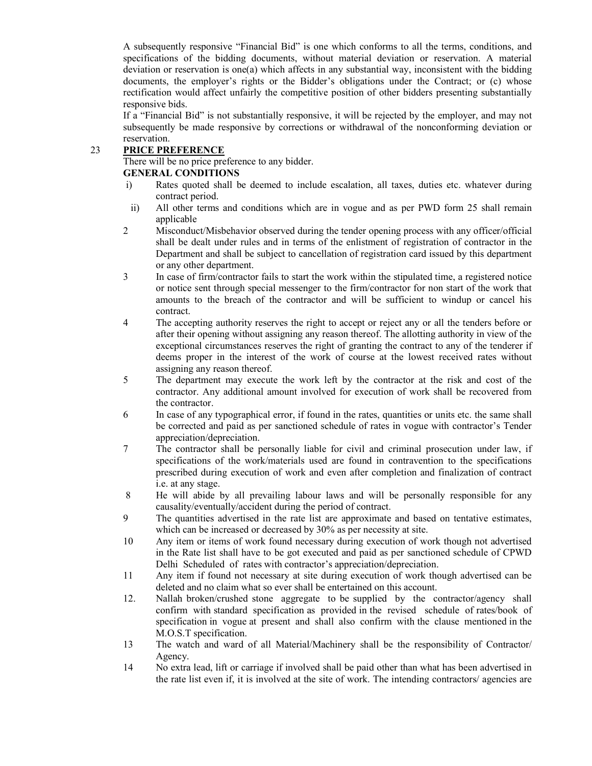A subsequently responsive "Financial Bid" is one which conforms to all the terms, conditions, and specifications of the bidding documents, without material deviation or reservation. A material deviation or reservation is one(a) which affects in any substantial way, inconsistent with the bidding documents, the employer's rights or the Bidder's obligations under the Contract; or (c) whose rectification would affect unfairly the competitive position of other bidders presenting substantially responsive bids.

If a "Financial Bid" is not substantially responsive, it will be rejected by the employer, and may not subsequently be made responsive by corrections or withdrawal of the nonconforming deviation or reservation.

23 **PRICE PREFERENCE**

There will be no price preference to any bidder.

**GENERAL CONDITIONS**

i) Rates quoted shall be deemed to include escalation, all taxes, duties etc. whatever during contract period.

ii) All other terms and conditions which are in vogue and as per PWD form 25 shall remain applicable

2 Misconduct/Misbehavior observed during the tender opening process with any officer/official shall be dealt under rules and in terms of the enlistment of registration of contractor in the Department and shall be subject to cancellation of registration card issued by this department or any other department.

3 In case of firm/contractor fails to start the work within the stipulated time, a registered notice or notice sent through special messenger to the firm/contractor for non start of the work that amounts to the breach of the contractor and will be sufficient to windup or cancel his contract.

4 The accepting authority reserves the right to accept or reject any or all the tenders before or after their opening without assigning any reason thereof. The allotting authority in view of the exceptional circumstances reserves the right of granting the contract to any of the tenderer if deems proper in the interest of the work of course at the lowest received rates without assigning any reason thereof.

5 The department may execute the work left by the contractor at the risk and cost of the contractor. Any additional amount involved for execution of work shall be recovered from the contractor.

6 In case of any typographical error, if found in the rates, quantities or units etc. the same shall be corrected and paid as per sanctioned schedule of rates in vogue with contractor's Tender appreciation/depreciation.

7 The contractor shall be personally liable for civil and criminal prosecution under law, if specifications of the work/materials used are found in contravention to the specifications prescribed during execution of work and even after completion and finalization of contract i.e. at any stage.

8 He will abide by all prevailing labour laws and will be personally responsible for any causality/eventually/accident during the period of contract.

9 The quantities advertised in the rate list are approximate and based on tentative estimates, which can be increased or decreased by 30% as per necessity at site.

10 Any item or items of work found necessary during execution of work though not advertised in the Rate list shall have to be got executed and paid as per sanctioned schedule of CPWD Delhi Scheduled of rates with contractor's appreciation/depreciation.

11 Any item if found not necessary at site during execution of work though advertised can be deleted and no claim what so ever shall be entertained on this account.

12. Nallah broken/crushed stone aggregate to be supplied by the contractor/agency shall confirm with standard specification as provided in the revised schedule of rates/book of specification in vogue at present and shall also confirm with the clause mentioned in the M.O.S.T specification.

13 The watch and ward of all Material/Machinery shall be the responsibility of Contractor/ Agency.

14 No extra lead, lift or carriage if involved shall be paid other than what has been advertised in the rate list even if, it is involved at the site of work. The intending contractors/ agencies are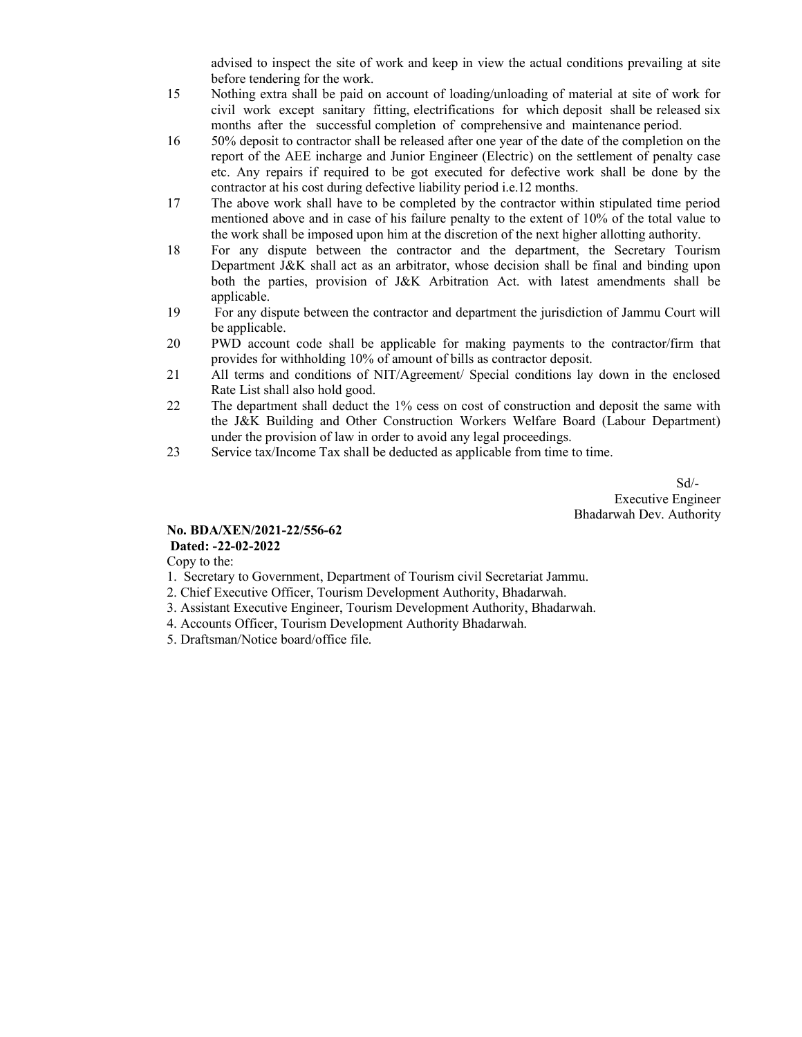advised to inspect the site of work and keep in view the actual conditions prevailing at site before tendering for the work.

15 Nothing extra shall be paid on account of loading/unloading of material at site of work for civil work except sanitary fitting, electrifications for which deposit shall be released six months after the successful completion of comprehensive and maintenance period.

16 50% deposit to contractor shall be released after one year of the date of the completion on the report of the AEE incharge and Junior Engineer (Electric) on the settlement of penalty case etc. Any repairs if required to be got executed for defective work shall be done by the contractor at his cost during defective liability period i.e.12 months.

17 The above work shall have to be completed by the contractor within stipulated time period mentioned above and in case of his failure penalty to the extent of 10% of the total value to the work shall be imposed upon him at the discretion of the next higher allotting authority.

18 For any dispute between the contractor and the department, the Secretary Tourism Department J&K shall act as an arbitrator, whose decision shall be final and binding upon both the parties, provision of J&K Arbitration Act. with latest amendments shall be applicable.

19 For any dispute between the contractor and department the jurisdiction of Jammu Court will be applicable.

20 PWD account code shall be applicable for making payments to the contractor/firm that provides for withholding 10% of amount of bills as contractor deposit.

21 All terms and conditions of NIT/Agreement/ Special conditions lay down in the enclosed Rate List shall also hold good.

22 The department shall deduct the 1% cess on cost of construction and deposit the same with the J&K Building and Other Construction Workers Welfare Board (Labour Department) under the provision of law in order to avoid any legal proceedings.

23 Service tax/Income Tax shall be deducted as applicable from time to time.

Sd/-
Executive Engineer
Bhadarwah Dev. Authority

**No. BDA/XEN/2021-22/556-62**
**Dated: -22-02-2022**

Copy to the:

1. Secretary to Government, Department of Tourism civil Secretariat Jammu.
2. Chief Executive Officer, Tourism Development Authority, Bhadarwah.
3. Assistant Executive Engineer, Tourism Development Authority, Bhadarwah.
4. Accounts Officer, Tourism Development Authority Bhadarwah.
5. Draftsman/Notice board/office file.